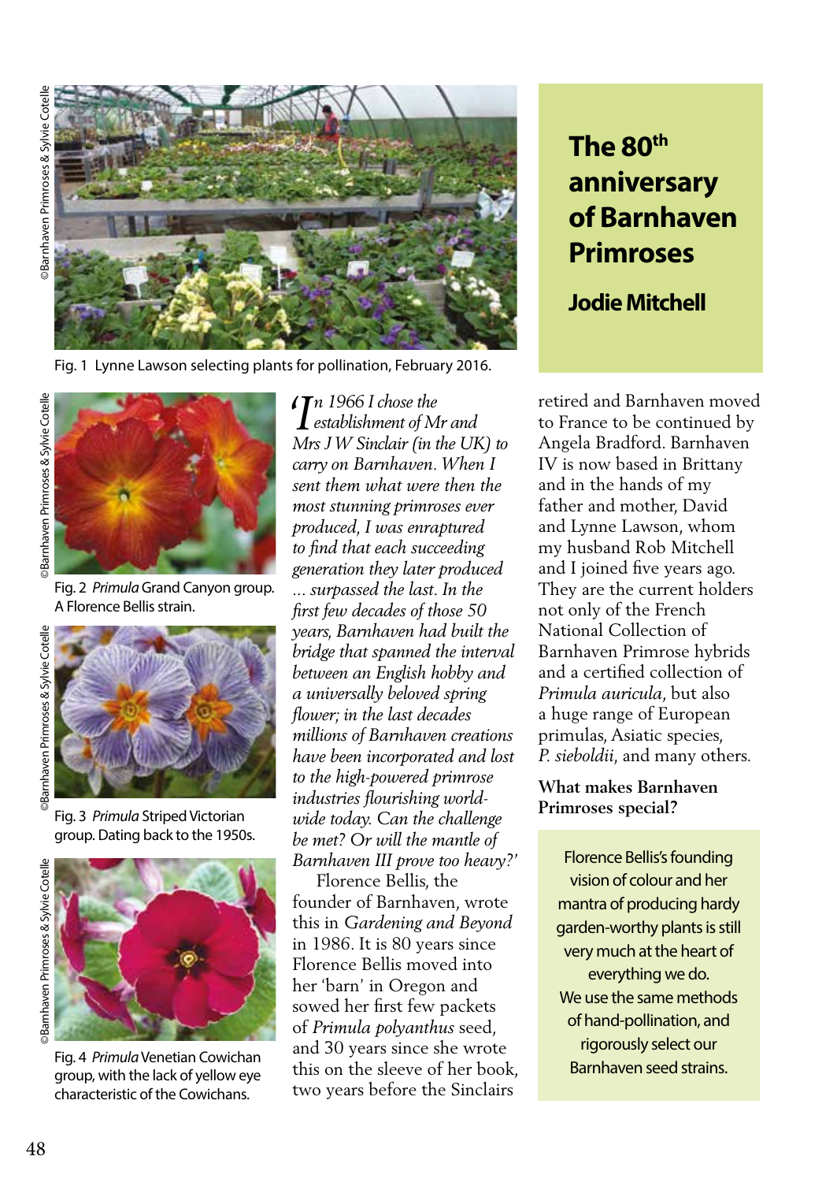# The 80th anniversary of Barnhaven Primroses

## Jodie Mitchell

©Barnhaven Primroses & Sylvie Cotelle

Fig. 1 Lynne Lawson selecting plants for pollination, February 2016.

©Barnhaven Primroses & Sylvie Cotelle

Fig. 2 *Primula* Grand Canyon group. A Florence Bellis strain.

©Barnhaven Primroses & Sylvie Cotelle

Fig. 3 *Primula* Striped Victorian group. Dating back to the 1950s.

©Barnhaven Primroses & Sylvie Cotelle

Fig. 4 *Primula* Venetian Cowichan group, with the lack of yellow eye characteristic of the Cowichans.

*'In 1966 I chose the establishment of Mr and Mrs J W Sinclair (in the UK) to carry on Barnhaven. When I sent them what were then the most stunning primroses ever produced, I was enraptured to find that each succeeding generation they later produced ... surpassed the last. In the first few decades of those 50 years, Barnhaven had built the bridge that spanned the interval between an English hobby and a universally beloved spring flower; in the last decades millions of Barnhaven creations have been incorporated and lost to the high-powered primrose industries flourishing world-wide today. Can the challenge be met? Or will the mantle of Barnhaven III prove too heavy?'*

Florence Bellis, the founder of Barnhaven, wrote this in *Gardening and Beyond* in 1986. It is 80 years since Florence Bellis moved into her 'barn' in Oregon and sowed her first few packets of *Primula polyanthus* seed, and 30 years since she wrote this on the sleeve of her book, two years before the Sinclairs retired and Barnhaven moved to France to be continued by Angela Bradford. Barnhaven IV is now based in Brittany and in the hands of my father and mother, David and Lynne Lawson, whom my husband Rob Mitchell and I joined five years ago. They are the current holders not only of the French National Collection of Barnhaven Primrose hybrids and a certified collection of *Primula auricula*, but also a huge range of European primulas, Asiatic species, *P. sieboldii*, and many others.

### What makes Barnhaven Primroses special?

Florence Bellis's founding vision of colour and her mantra of producing hardy garden-worthy plants is still very much at the heart of everything we do. We use the same methods of hand-pollination, and rigorously select our Barnhaven seed strains.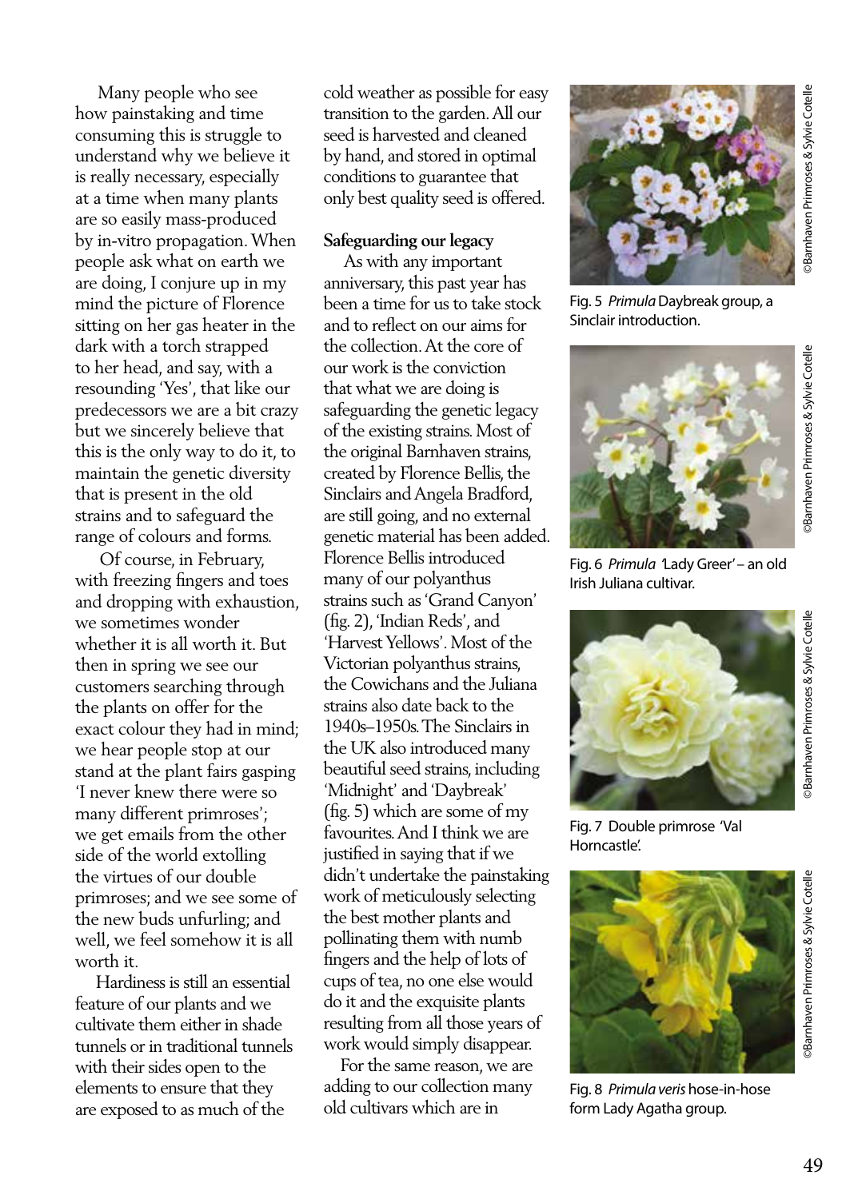Many people who see how painstaking and time consuming this is struggle to understand why we believe it is really necessary, especially at a time when many plants are so easily mass-produced by in-vitro propagation. When people ask what on earth we are doing, I conjure up in my mind the picture of Florence sitting on her gas heater in the dark with a torch strapped to her head, and say, with a resounding 'Yes', that like our predecessors we are a bit crazy but we sincerely believe that this is the only way to do it, to maintain the genetic diversity that is present in the old strains and to safeguard the range of colours and forms.

Of course, in February, with freezing fingers and toes and dropping with exhaustion, we sometimes wonder whether it is all worth it. But then in spring we see our customers searching through the plants on offer for the exact colour they had in mind; we hear people stop at our stand at the plant fairs gasping 'I never knew there were so many different primroses'; we get emails from the other side of the world extolling the virtues of our double primroses; and we see some of the new buds unfurling; and well, we feel somehow it is all worth it.

Hardiness is still an essential feature of our plants and we cultivate them either in shade tunnels or in traditional tunnels with their sides open to the elements to ensure that they are exposed to as much of the cold weather as possible for easy transition to the garden. All our seed is harvested and cleaned by hand, and stored in optimal conditions to guarantee that only best quality seed is offered.

**Safeguarding our legacy**

As with any important anniversary, this past year has been a time for us to take stock and to reflect on our aims for the collection. At the core of our work is the conviction that what we are doing is safeguarding the genetic legacy of the existing strains. Most of the original Barnhaven strains, created by Florence Bellis, the Sinclairs and Angela Bradford, are still going, and no external genetic material has been added. Florence Bellis introduced many of our polyanthus strains such as 'Grand Canyon' (fig. 2), 'Indian Reds', and 'Harvest Yellows'. Most of the Victorian polyanthus strains, the Cowichans and the Juliana strains also date back to the 1940s–1950s. The Sinclairs in the UK also introduced many beautiful seed strains, including 'Midnight' and 'Daybreak' (fig. 5) which are some of my favourites. And I think we are justified in saying that if we didn't undertake the painstaking work of meticulously selecting the best mother plants and pollinating them with numb fingers and the help of lots of cups of tea, no one else would do it and the exquisite plants resulting from all those years of work would simply disappear.

For the same reason, we are adding to our collection many old cultivars which are in

Fig. 5 *Primula* Daybreak group, a Sinclair introduction.

Fig. 6 *Primula* 'Lady Greer' – an old Irish Juliana cultivar.

Fig. 7 Double primrose 'Val Horncastle'.

Fig. 8 *Primula veris* hose-in-hose form Lady Agatha group.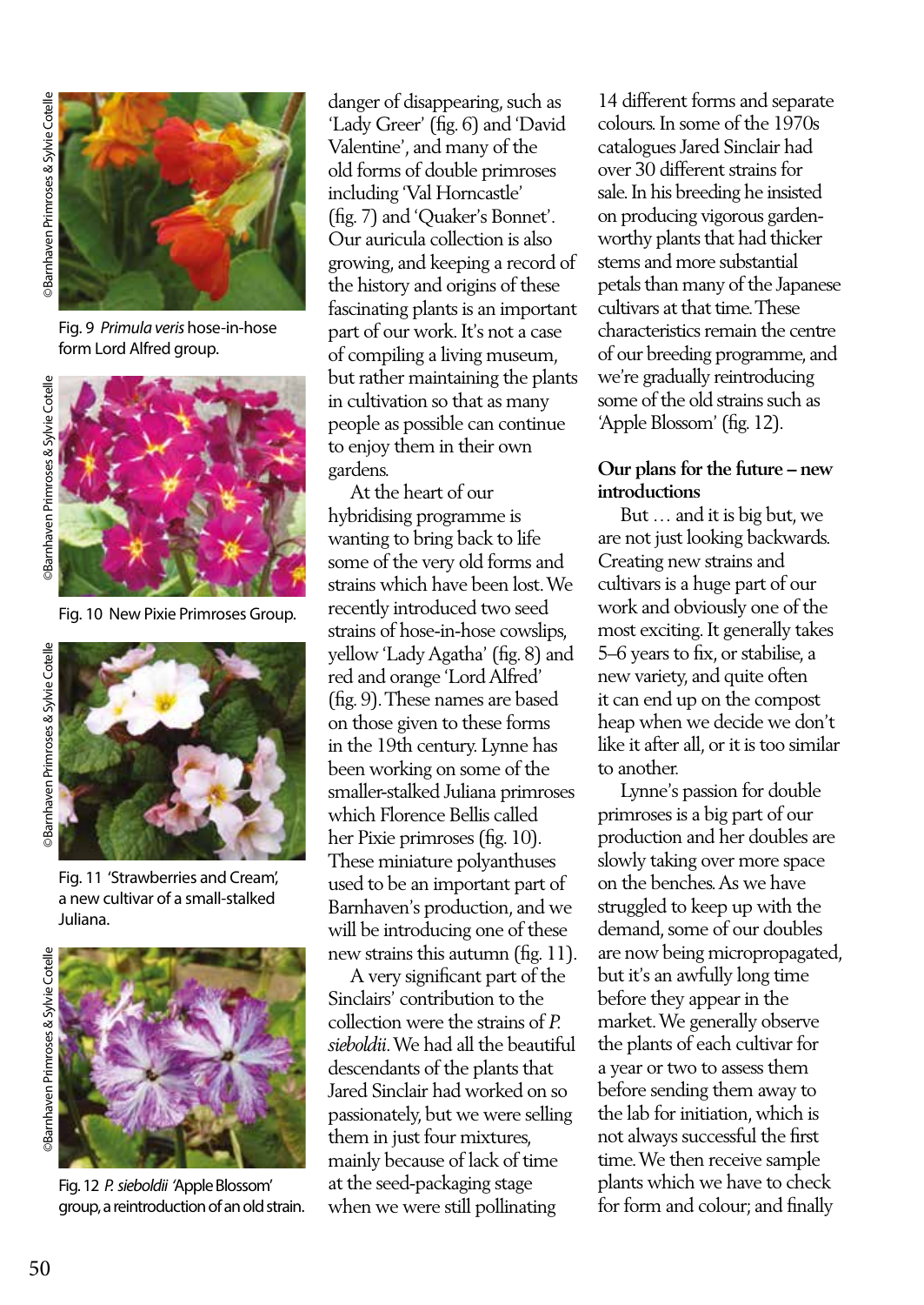Fig. 9 *Primula veris* hose-in-hose form Lord Alfred group.

Fig. 10 New Pixie Primroses Group.

Fig. 11 'Strawberries and Cream', a new cultivar of a small-stalked Juliana.

Fig. 12 *P. sieboldii* 'Apple Blossom' group, a reintroduction of an old strain.

danger of disappearing, such as 'Lady Greer' (fig. 6) and 'David Valentine', and many of the old forms of double primroses including 'Val Horncastle' (fig. 7) and 'Quaker's Bonnet'. Our auricula collection is also growing, and keeping a record of the history and origins of these fascinating plants is an important part of our work. It's not a case of compiling a living museum, but rather maintaining the plants in cultivation so that as many people as possible can continue to enjoy them in their own gardens.

At the heart of our hybridising programme is wanting to bring back to life some of the very old forms and strains which have been lost. We recently introduced two seed strains of hose-in-hose cowslips, yellow 'Lady Agatha' (fig. 8) and red and orange 'Lord Alfred' (fig. 9). These names are based on those given to these forms in the 19th century. Lynne has been working on some of the smaller-stalked Juliana primroses which Florence Bellis called her Pixie primroses (fig. 10). These miniature polyanthuses used to be an important part of Barnhaven's production, and we will be introducing one of these new strains this autumn (fig. 11).

A very significant part of the Sinclairs' contribution to the collection were the strains of *P. sieboldii*. We had all the beautiful descendants of the plants that Jared Sinclair had worked on so passionately, but we were selling them in just four mixtures, mainly because of lack of time at the seed-packaging stage when we were still pollinating 14 different forms and separate colours. In some of the 1970s catalogues Jared Sinclair had over 30 different strains for sale. In his breeding he insisted on producing vigorous garden-worthy plants that had thicker stems and more substantial petals than many of the Japanese cultivars at that time. These characteristics remain the centre of our breeding programme, and we're gradually reintroducing some of the old strains such as 'Apple Blossom' (fig. 12).

**Our plans for the future – new introductions**

But … and it is big but, we are not just looking backwards. Creating new strains and cultivars is a huge part of our work and obviously one of the most exciting. It generally takes 5–6 years to fix, or stabilise, a new variety, and quite often it can end up on the compost heap when we decide we don't like it after all, or it is too similar to another.

Lynne's passion for double primroses is a big part of our production and her doubles are slowly taking over more space on the benches. As we have struggled to keep up with the demand, some of our doubles are now being micropropagated, but it's an awfully long time before they appear in the market. We generally observe the plants of each cultivar for a year or two to assess them before sending them away to the lab for initiation, which is not always successful the first time. We then receive sample plants which we have to check for form and colour; and finally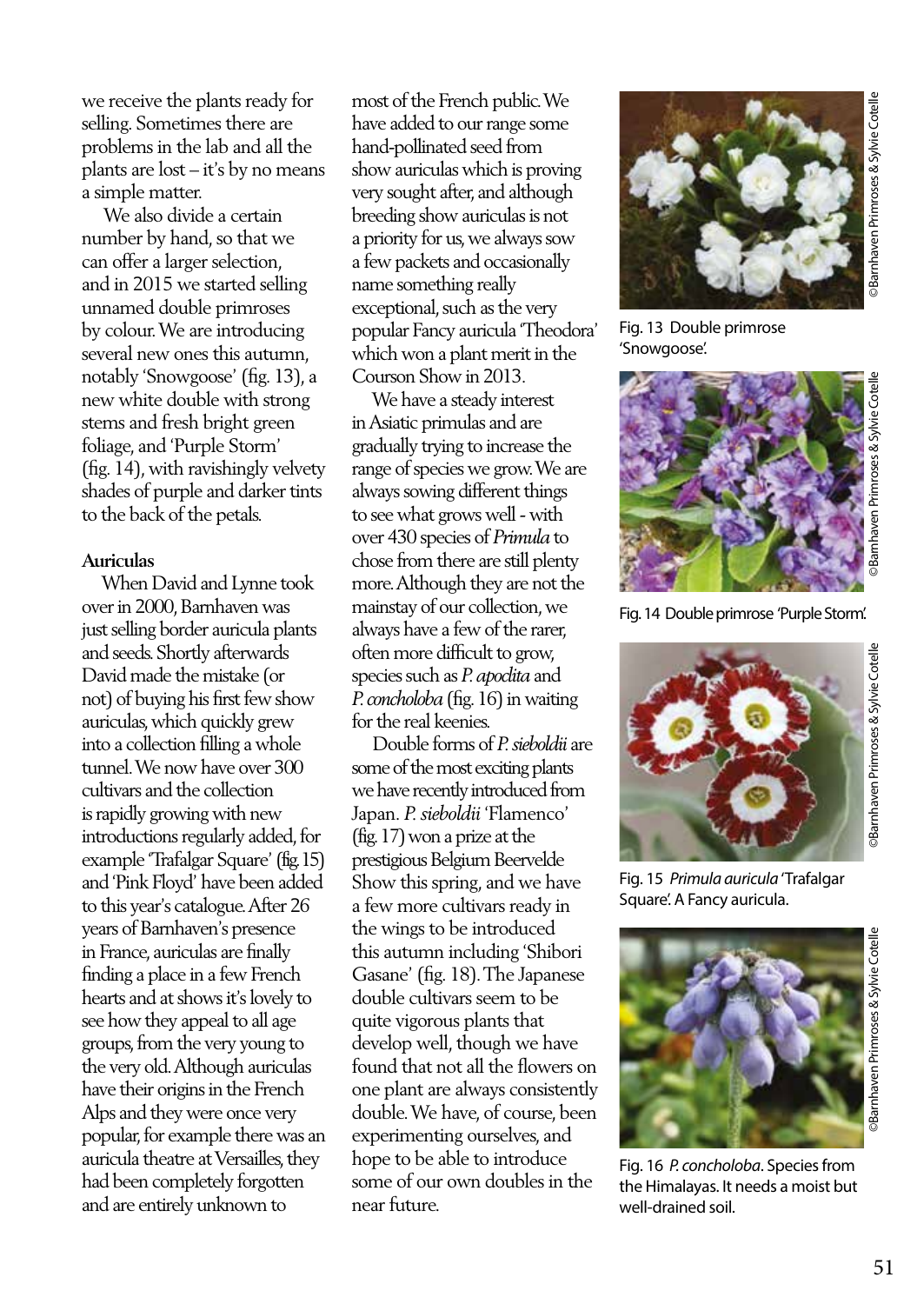we receive the plants ready for selling. Sometimes there are problems in the lab and all the plants are lost – it's by no means a simple matter.

We also divide a certain number by hand, so that we can offer a larger selection, and in 2015 we started selling unnamed double primroses by colour. We are introducing several new ones this autumn, notably 'Snowgoose' (fig. 13), a new white double with strong stems and fresh bright green foliage, and 'Purple Storm' (fig. 14), with ravishingly velvety shades of purple and darker tints to the back of the petals.

**Auriculas**

When David and Lynne took over in 2000, Barnhaven was just selling border auricula plants and seeds. Shortly afterwards David made the mistake (or not) of buying his first few show auriculas, which quickly grew into a collection filling a whole tunnel. We now have over 300 cultivars and the collection is rapidly growing with new introductions regularly added, for example 'Trafalgar Square' (fig. 15) and 'Pink Floyd' have been added to this year's catalogue. After 26 years of Barnhaven's presence in France, auriculas are finally finding a place in a few French hearts and at shows it's lovely to see how they appeal to all age groups, from the very young to the very old. Although auriculas have their origins in the French Alps and they were once very popular, for example there was an auricula theatre at Versailles, they had been completely forgotten and are entirely unknown to most of the French public. We have added to our range some hand-pollinated seed from show auriculas which is proving very sought after, and although breeding show auriculas is not a priority for us, we always sow a few packets and occasionally name something really exceptional, such as the very popular Fancy auricula 'Theodora' which won a plant merit in the Courson Show in 2013.

We have a steady interest in Asiatic primulas and are gradually trying to increase the range of species we grow. We are always sowing different things to see what grows well - with over 430 species of *Primula* to chose from there are still plenty more. Although they are not the mainstay of our collection, we always have a few of the rarer, often more difficult to grow, species such as *P. apoclita* and *P. concholoba* (fig. 16) in waiting for the real keenies.

Double forms of *P. sieboldii* are some of the most exciting plants we have recently introduced from Japan. *P. sieboldii* 'Flamenco' (fig. 17) won a prize at the prestigious Belgium Beervelde Show this spring, and we have a few more cultivars ready in the wings to be introduced this autumn including 'Shibori Gasane' (fig. 18). The Japanese double cultivars seem to be quite vigorous plants that develop well, though we have found that not all the flowers on one plant are always consistently double. We have, of course, been experimenting ourselves, and hope to be able to introduce some of our own doubles in the near future.

Fig. 13 Double primrose 'Snowgoose'.

©Barnhaven Primroses & Sylvie Cotelle

Fig. 14 Double primrose 'Purple Storm'.

©Barnhaven Primroses & Sylvie Cotelle

Fig. 15 *Primula auricula* 'Trafalgar Square'. A Fancy auricula.

©Barnhaven Primroses & Sylvie Cotelle

Fig. 16 *P. concholoba*. Species from the Himalayas. It needs a moist but well-drained soil.

©Barnhaven Primroses & Sylvie Cotelle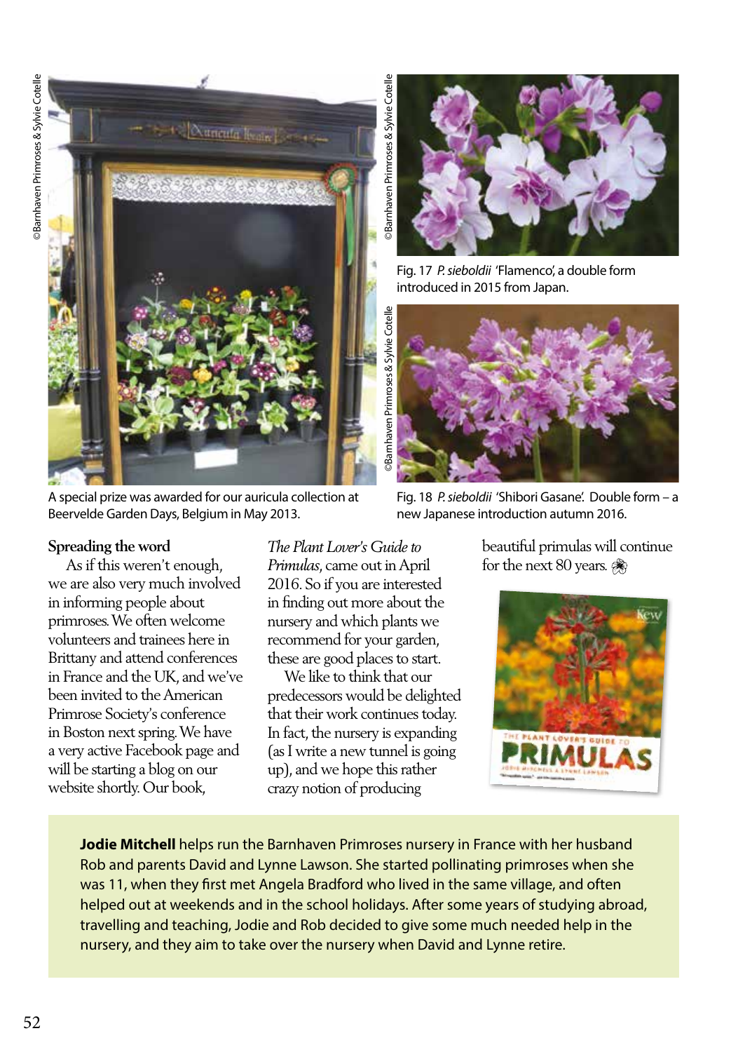A special prize was awarded for our auricula collection at Beervelde Garden Days, Belgium in May 2013.

Fig. 17 *P. sieboldii* 'Flamenco', a double form introduced in 2015 from Japan.

Fig. 18 *P. sieboldii* 'Shibori Gasane'. Double form – a new Japanese introduction autumn 2016.

## Spreading the word

As if this weren't enough, we are also very much involved in informing people about primroses. We often welcome volunteers and trainees here in Brittany and attend conferences in France and the UK, and we've been invited to the American Primrose Society's conference in Boston next spring. We have a very active Facebook page and will be starting a blog on our website shortly. Our book, *The Plant Lover's Guide to Primulas*, came out in April 2016. So if you are interested in finding out more about the nursery and which plants we recommend for your garden, these are good places to start.

We like to think that our predecessors would be delighted that their work continues today. In fact, the nursery is expanding (as I write a new tunnel is going up), and we hope this rather crazy notion of producing beautiful primulas will continue for the next 80 years.

**Jodie Mitchell** helps run the Barnhaven Primroses nursery in France with her husband Rob and parents David and Lynne Lawson. She started pollinating primroses when she was 11, when they first met Angela Bradford who lived in the same village, and often helped out at weekends and in the school holidays. After some years of studying abroad, travelling and teaching, Jodie and Rob decided to give some much needed help in the nursery, and they aim to take over the nursery when David and Lynne retire.